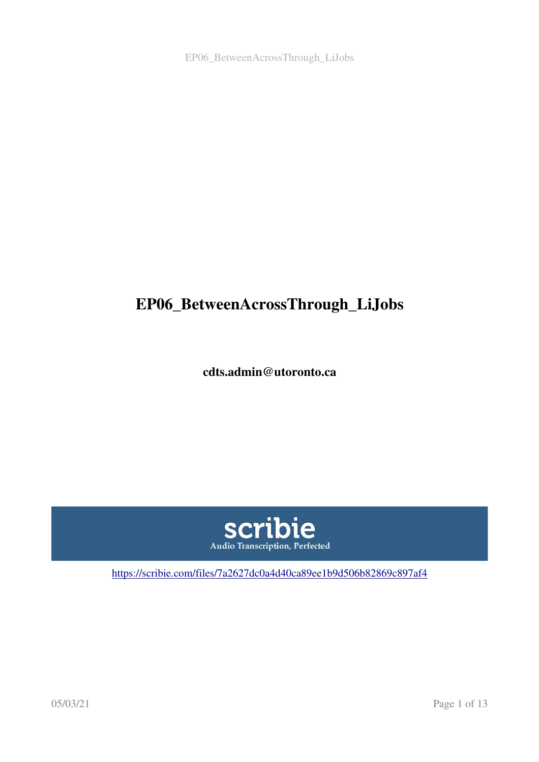# EP06_BetweenAcrossThrough_LiJobs

**cdts.admin@utoronto.ca**

scribie

Audio Transcription, Perfected

https://scribie.com/files/7a2627dc0a4d40ca89ee1b9d506b82869c897af4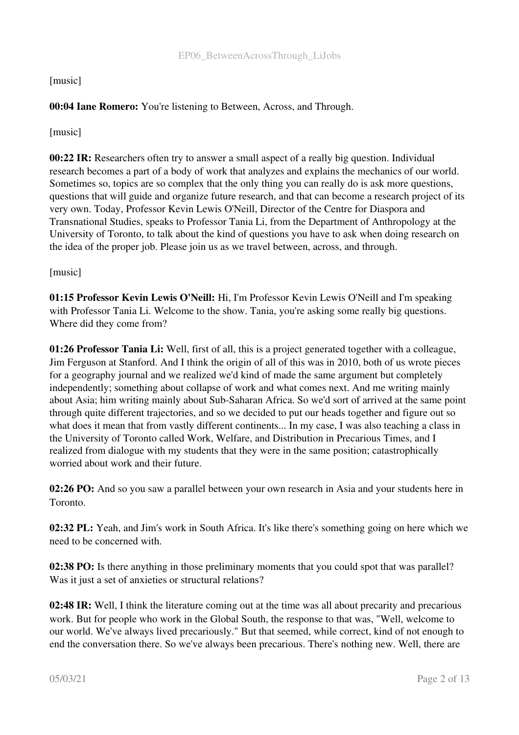[music]

**00:04 Iane Romero:** You're listening to Between, Across, and Through.

[music]

**00:22 IR:** Researchers often try to answer a small aspect of a really big question. Individual research becomes a part of a body of work that analyzes and explains the mechanics of our world. Sometimes so, topics are so complex that the only thing you can really do is ask more questions, questions that will guide and organize future research, and that can become a research project of its very own. Today, Professor Kevin Lewis O'Neill, Director of the Centre for Diaspora and Transnational Studies, speaks to Professor Tania Li, from the Department of Anthropology at the University of Toronto, to talk about the kind of questions you have to ask when doing research on the idea of the proper job. Please join us as we travel between, across, and through.

[music]

**01:15 Professor Kevin Lewis O'Neill:** Hi, I'm Professor Kevin Lewis O'Neill and I'm speaking with Professor Tania Li. Welcome to the show. Tania, you're asking some really big questions. Where did they come from?

**01:26 Professor Tania Li:** Well, first of all, this is a project generated together with a colleague, Jim Ferguson at Stanford. And I think the origin of all of this was in 2010, both of us wrote pieces for a geography journal and we realized we'd kind of made the same argument but completely independently; something about collapse of work and what comes next. And me writing mainly about Asia; him writing mainly about Sub-Saharan Africa. So we'd sort of arrived at the same point through quite different trajectories, and so we decided to put our heads together and figure out so what does it mean that from vastly different continents... In my case, I was also teaching a class in the University of Toronto called Work, Welfare, and Distribution in Precarious Times, and I realized from dialogue with my students that they were in the same position; catastrophically worried about work and their future.

**02:26 PO:** And so you saw a parallel between your own research in Asia and your students here in Toronto.

**02:32 PL:** Yeah, and Jim's work in South Africa. It's like there's something going on here which we need to be concerned with.

**02:38 PO:** Is there anything in those preliminary moments that you could spot that was parallel? Was it just a set of anxieties or structural relations?

**02:48 IR:** Well, I think the literature coming out at the time was all about precarity and precarious work. But for people who work in the Global South, the response to that was, "Well, welcome to our world. We've always lived precariously." But that seemed, while correct, kind of not enough to end the conversation there. So we've always been precarious. There's nothing new. Well, there are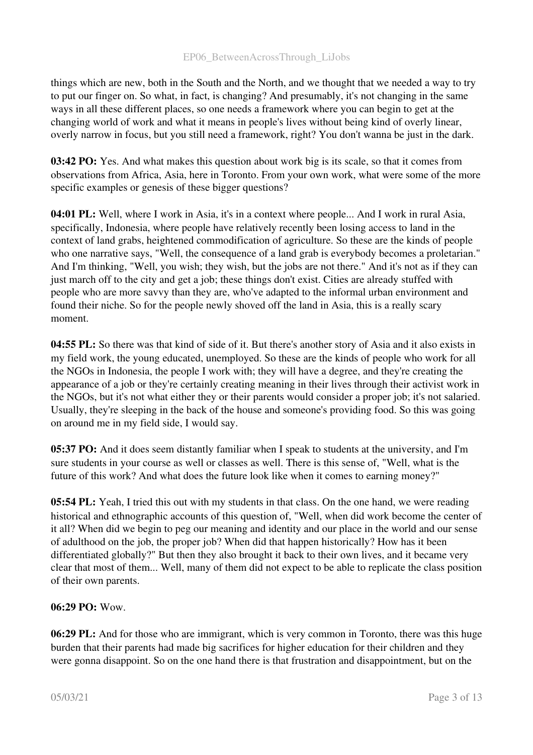things which are new, both in the South and the North, and we thought that we needed a way to try to put our finger on. So what, in fact, is changing? And presumably, it's not changing in the same ways in all these different places, so one needs a framework where you can begin to get at the changing world of work and what it means in people's lives without being kind of overly linear, overly narrow in focus, but you still need a framework, right? You don't wanna be just in the dark.

**03:42 PO:** Yes. And what makes this question about work big is its scale, so that it comes from observations from Africa, Asia, here in Toronto. From your own work, what were some of the more specific examples or genesis of these bigger questions?

**04:01 PL:** Well, where I work in Asia, it's in a context where people... And I work in rural Asia, specifically, Indonesia, where people have relatively recently been losing access to land in the context of land grabs, heightened commodification of agriculture. So these are the kinds of people who one narrative says, "Well, the consequence of a land grab is everybody becomes a proletarian." And I'm thinking, "Well, you wish; they wish, but the jobs are not there." And it's not as if they can just march off to the city and get a job; these things don't exist. Cities are already stuffed with people who are more savvy than they are, who've adapted to the informal urban environment and found their niche. So for the people newly shoved off the land in Asia, this is a really scary moment.

**04:55 PL:** So there was that kind of side of it. But there's another story of Asia and it also exists in my field work, the young educated, unemployed. So these are the kinds of people who work for all the NGOs in Indonesia, the people I work with; they will have a degree, and they're creating the appearance of a job or they're certainly creating meaning in their lives through their activist work in the NGOs, but it's not what either they or their parents would consider a proper job; it's not salaried. Usually, they're sleeping in the back of the house and someone's providing food. So this was going on around me in my field side, I would say.

**05:37 PO:** And it does seem distantly familiar when I speak to students at the university, and I'm sure students in your course as well or classes as well. There is this sense of, "Well, what is the future of this work? And what does the future look like when it comes to earning money?"

**05:54 PL:** Yeah, I tried this out with my students in that class. On the one hand, we were reading historical and ethnographic accounts of this question of, "Well, when did work become the center of it all? When did we begin to peg our meaning and identity and our place in the world and our sense of adulthood on the job, the proper job? When did that happen historically? How has it been differentiated globally?" But then they also brought it back to their own lives, and it became very clear that most of them... Well, many of them did not expect to be able to replicate the class position of their own parents.

**06:29 PO:** Wow.

**06:29 PL:** And for those who are immigrant, which is very common in Toronto, there was this huge burden that their parents had made big sacrifices for higher education for their children and they were gonna disappoint. So on the one hand there is that frustration and disappointment, but on the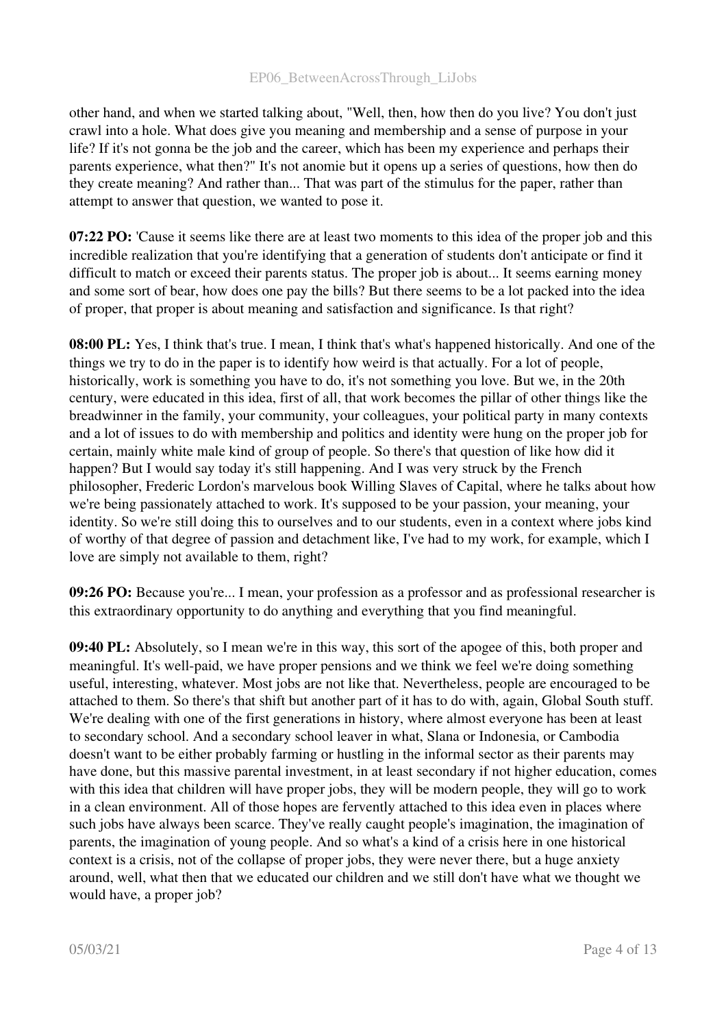other hand, and when we started talking about, "Well, then, how then do you live? You don't just crawl into a hole. What does give you meaning and membership and a sense of purpose in your life? If it's not gonna be the job and the career, which has been my experience and perhaps their parents experience, what then?" It's not anomie but it opens up a series of questions, how then do they create meaning? And rather than... That was part of the stimulus for the paper, rather than attempt to answer that question, we wanted to pose it.

**07:22 PO:** 'Cause it seems like there are at least two moments to this idea of the proper job and this incredible realization that you're identifying that a generation of students don't anticipate or find it difficult to match or exceed their parents status. The proper job is about... It seems earning money and some sort of bear, how does one pay the bills? But there seems to be a lot packed into the idea of proper, that proper is about meaning and satisfaction and significance. Is that right?

**08:00 PL:** Yes, I think that's true. I mean, I think that's what's happened historically. And one of the things we try to do in the paper is to identify how weird is that actually. For a lot of people, historically, work is something you have to do, it's not something you love. But we, in the 20th century, were educated in this idea, first of all, that work becomes the pillar of other things like the breadwinner in the family, your community, your colleagues, your political party in many contexts and a lot of issues to do with membership and politics and identity were hung on the proper job for certain, mainly white male kind of group of people. So there's that question of like how did it happen? But I would say today it's still happening. And I was very struck by the French philosopher, Frederic Lordon's marvelous book Willing Slaves of Capital, where he talks about how we're being passionately attached to work. It's supposed to be your passion, your meaning, your identity. So we're still doing this to ourselves and to our students, even in a context where jobs kind of worthy of that degree of passion and detachment like, I've had to my work, for example, which I love are simply not available to them, right?

**09:26 PO:** Because you're... I mean, your profession as a professor and as professional researcher is this extraordinary opportunity to do anything and everything that you find meaningful.

**09:40 PL:** Absolutely, so I mean we're in this way, this sort of the apogee of this, both proper and meaningful. It's well-paid, we have proper pensions and we think we feel we're doing something useful, interesting, whatever. Most jobs are not like that. Nevertheless, people are encouraged to be attached to them. So there's that shift but another part of it has to do with, again, Global South stuff. We're dealing with one of the first generations in history, where almost everyone has been at least to secondary school. And a secondary school leaver in what, Slana or Indonesia, or Cambodia doesn't want to be either probably farming or hustling in the informal sector as their parents may have done, but this massive parental investment, in at least secondary if not higher education, comes with this idea that children will have proper jobs, they will be modern people, they will go to work in a clean environment. All of those hopes are fervently attached to this idea even in places where such jobs have always been scarce. They've really caught people's imagination, the imagination of parents, the imagination of young people. And so what's a kind of a crisis here in one historical context is a crisis, not of the collapse of proper jobs, they were never there, but a huge anxiety around, well, what then that we educated our children and we still don't have what we thought we would have, a proper job?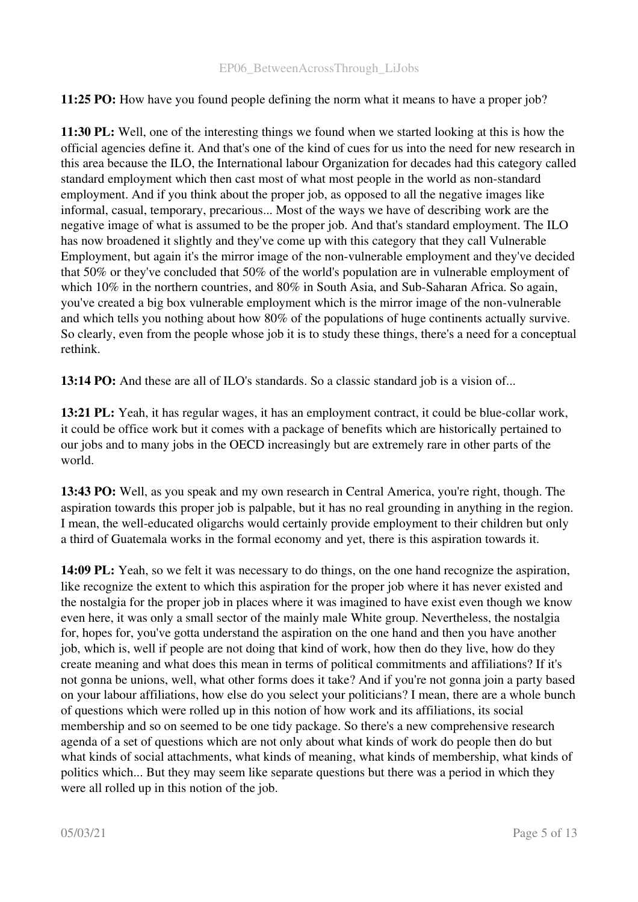**11:25 PO:** How have you found people defining the norm what it means to have a proper job?

**11:30 PL:** Well, one of the interesting things we found when we started looking at this is how the official agencies define it. And that's one of the kind of cues for us into the need for new research in this area because the ILO, the International labour Organization for decades had this category called standard employment which then cast most of what most people in the world as non-standard employment. And if you think about the proper job, as opposed to all the negative images like informal, casual, temporary, precarious... Most of the ways we have of describing work are the negative image of what is assumed to be the proper job. And that's standard employment. The ILO has now broadened it slightly and they've come up with this category that they call Vulnerable Employment, but again it's the mirror image of the non-vulnerable employment and they've decided that 50% or they've concluded that 50% of the world's population are in vulnerable employment of which 10% in the northern countries, and 80% in South Asia, and Sub-Saharan Africa. So again, you've created a big box vulnerable employment which is the mirror image of the non-vulnerable and which tells you nothing about how 80% of the populations of huge continents actually survive. So clearly, even from the people whose job it is to study these things, there's a need for a conceptual rethink.

**13:14 PO:** And these are all of ILO's standards. So a classic standard job is a vision of...

**13:21 PL:** Yeah, it has regular wages, it has an employment contract, it could be blue-collar work, it could be office work but it comes with a package of benefits which are historically pertained to our jobs and to many jobs in the OECD increasingly but are extremely rare in other parts of the world.

**13:43 PO:** Well, as you speak and my own research in Central America, you're right, though. The aspiration towards this proper job is palpable, but it has no real grounding in anything in the region. I mean, the well-educated oligarchs would certainly provide employment to their children but only a third of Guatemala works in the formal economy and yet, there is this aspiration towards it.

**14:09 PL:** Yeah, so we felt it was necessary to do things, on the one hand recognize the aspiration, like recognize the extent to which this aspiration for the proper job where it has never existed and the nostalgia for the proper job in places where it was imagined to have exist even though we know even here, it was only a small sector of the mainly male White group. Nevertheless, the nostalgia for, hopes for, you've gotta understand the aspiration on the one hand and then you have another job, which is, well if people are not doing that kind of work, how then do they live, how do they create meaning and what does this mean in terms of political commitments and affiliations? If it's not gonna be unions, well, what other forms does it take? And if you're not gonna join a party based on your labour affiliations, how else do you select your politicians? I mean, there are a whole bunch of questions which were rolled up in this notion of how work and its affiliations, its social membership and so on seemed to be one tidy package. So there's a new comprehensive research agenda of a set of questions which are not only about what kinds of work do people then do but what kinds of social attachments, what kinds of meaning, what kinds of membership, what kinds of politics which... But they may seem like separate questions but there was a period in which they were all rolled up in this notion of the job.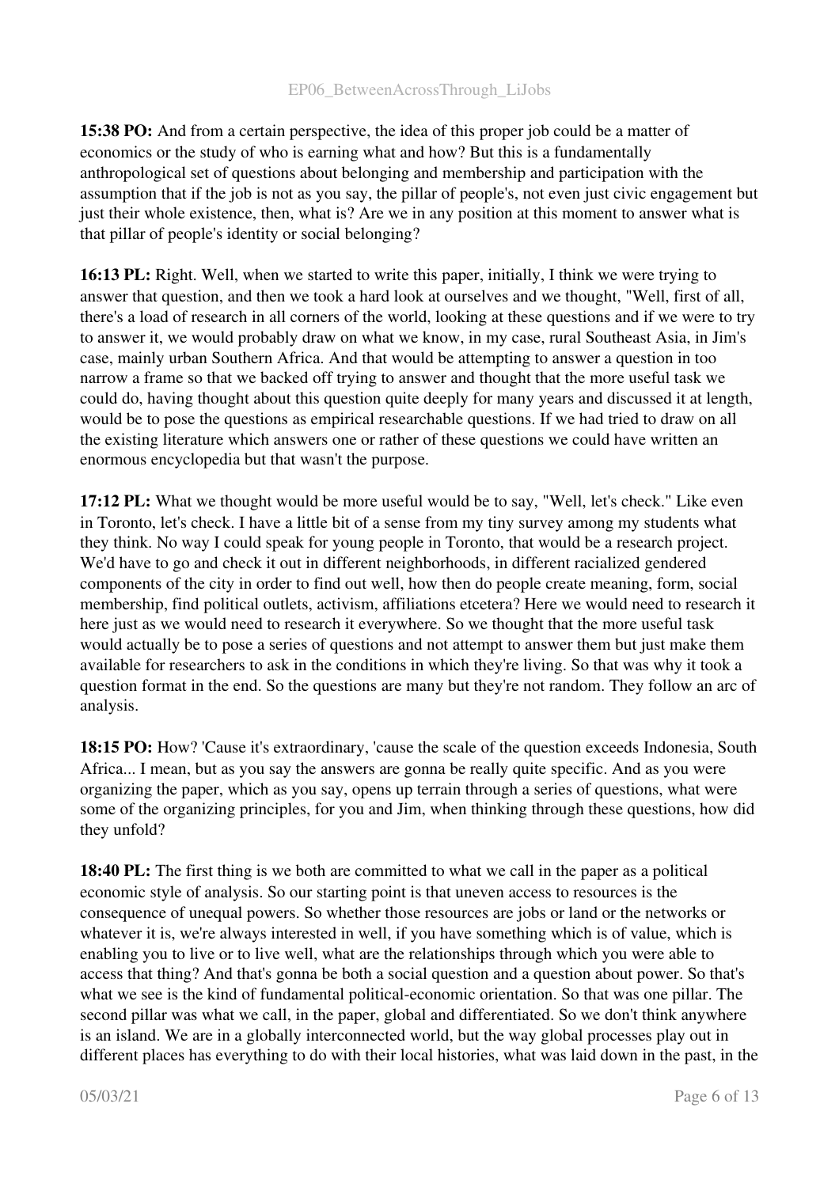**15:38 PO:** And from a certain perspective, the idea of this proper job could be a matter of economics or the study of who is earning what and how? But this is a fundamentally anthropological set of questions about belonging and membership and participation with the assumption that if the job is not as you say, the pillar of people's, not even just civic engagement but just their whole existence, then, what is? Are we in any position at this moment to answer what is that pillar of people's identity or social belonging?

**16:13 PL:** Right. Well, when we started to write this paper, initially, I think we were trying to answer that question, and then we took a hard look at ourselves and we thought, "Well, first of all, there's a load of research in all corners of the world, looking at these questions and if we were to try to answer it, we would probably draw on what we know, in my case, rural Southeast Asia, in Jim's case, mainly urban Southern Africa. And that would be attempting to answer a question in too narrow a frame so that we backed off trying to answer and thought that the more useful task we could do, having thought about this question quite deeply for many years and discussed it at length, would be to pose the questions as empirical researchable questions. If we had tried to draw on all the existing literature which answers one or rather of these questions we could have written an enormous encyclopedia but that wasn't the purpose.

**17:12 PL:** What we thought would be more useful would be to say, "Well, let's check." Like even in Toronto, let's check. I have a little bit of a sense from my tiny survey among my students what they think. No way I could speak for young people in Toronto, that would be a research project. We'd have to go and check it out in different neighborhoods, in different racialized gendered components of the city in order to find out well, how then do people create meaning, form, social membership, find political outlets, activism, affiliations etcetera? Here we would need to research it here just as we would need to research it everywhere. So we thought that the more useful task would actually be to pose a series of questions and not attempt to answer them but just make them available for researchers to ask in the conditions in which they're living. So that was why it took a question format in the end. So the questions are many but they're not random. They follow an arc of analysis.

**18:15 PO:** How? 'Cause it's extraordinary, 'cause the scale of the question exceeds Indonesia, South Africa... I mean, but as you say the answers are gonna be really quite specific. And as you were organizing the paper, which as you say, opens up terrain through a series of questions, what were some of the organizing principles, for you and Jim, when thinking through these questions, how did they unfold?

**18:40 PL:** The first thing is we both are committed to what we call in the paper as a political economic style of analysis. So our starting point is that uneven access to resources is the consequence of unequal powers. So whether those resources are jobs or land or the networks or whatever it is, we're always interested in well, if you have something which is of value, which is enabling you to live or to live well, what are the relationships through which you were able to access that thing? And that's gonna be both a social question and a question about power. So that's what we see is the kind of fundamental political-economic orientation. So that was one pillar. The second pillar was what we call, in the paper, global and differentiated. So we don't think anywhere is an island. We are in a globally interconnected world, but the way global processes play out in different places has everything to do with their local histories, what was laid down in the past, in the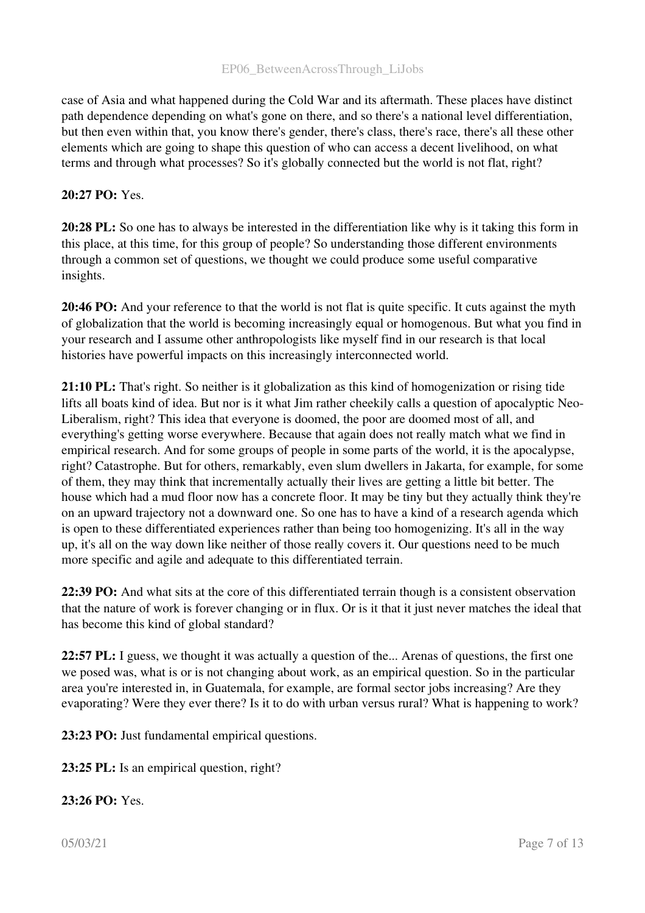case of Asia and what happened during the Cold War and its aftermath. These places have distinct path dependence depending on what's gone on there, and so there's a national level differentiation, but then even within that, you know there's gender, there's class, there's race, there's all these other elements which are going to shape this question of who can access a decent livelihood, on what terms and through what processes? So it's globally connected but the world is not flat, right?

**20:27 PO:** Yes.

**20:28 PL:** So one has to always be interested in the differentiation like why is it taking this form in this place, at this time, for this group of people? So understanding those different environments through a common set of questions, we thought we could produce some useful comparative insights.

**20:46 PO:** And your reference to that the world is not flat is quite specific. It cuts against the myth of globalization that the world is becoming increasingly equal or homogenous. But what you find in your research and I assume other anthropologists like myself find in our research is that local histories have powerful impacts on this increasingly interconnected world.

**21:10 PL:** That's right. So neither is it globalization as this kind of homogenization or rising tide lifts all boats kind of idea. But nor is it what Jim rather cheekily calls a question of apocalyptic Neo-Liberalism, right? This idea that everyone is doomed, the poor are doomed most of all, and everything's getting worse everywhere. Because that again does not really match what we find in empirical research. And for some groups of people in some parts of the world, it is the apocalypse, right? Catastrophe. But for others, remarkably, even slum dwellers in Jakarta, for example, for some of them, they may think that incrementally actually their lives are getting a little bit better. The house which had a mud floor now has a concrete floor. It may be tiny but they actually think they're on an upward trajectory not a downward one. So one has to have a kind of a research agenda which is open to these differentiated experiences rather than being too homogenizing. It's all in the way up, it's all on the way down like neither of those really covers it. Our questions need to be much more specific and agile and adequate to this differentiated terrain.

**22:39 PO:** And what sits at the core of this differentiated terrain though is a consistent observation that the nature of work is forever changing or in flux. Or is it that it just never matches the ideal that has become this kind of global standard?

**22:57 PL:** I guess, we thought it was actually a question of the... Arenas of questions, the first one we posed was, what is or is not changing about work, as an empirical question. So in the particular area you're interested in, in Guatemala, for example, are formal sector jobs increasing? Are they evaporating? Were they ever there? Is it to do with urban versus rural? What is happening to work?

**23:23 PO:** Just fundamental empirical questions.

**23:25 PL:** Is an empirical question, right?

**23:26 PO:** Yes.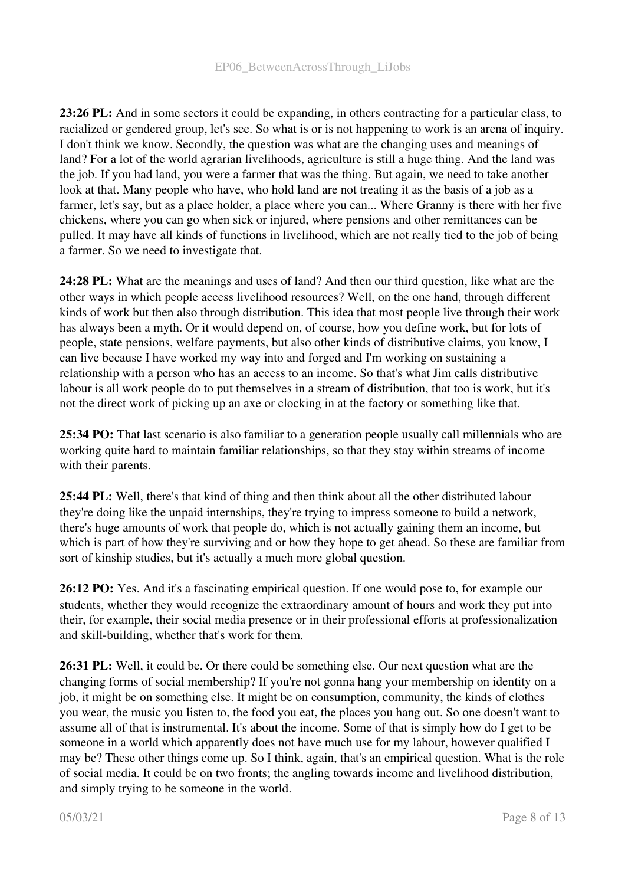**23:26 PL:** And in some sectors it could be expanding, in others contracting for a particular class, to racialized or gendered group, let's see. So what is or is not happening to work is an arena of inquiry. I don't think we know. Secondly, the question was what are the changing uses and meanings of land? For a lot of the world agrarian livelihoods, agriculture is still a huge thing. And the land was the job. If you had land, you were a farmer that was the thing. But again, we need to take another look at that. Many people who have, who hold land are not treating it as the basis of a job as a farmer, let's say, but as a place holder, a place where you can... Where Granny is there with her five chickens, where you can go when sick or injured, where pensions and other remittances can be pulled. It may have all kinds of functions in livelihood, which are not really tied to the job of being a farmer. So we need to investigate that.

**24:28 PL:** What are the meanings and uses of land? And then our third question, like what are the other ways in which people access livelihood resources? Well, on the one hand, through different kinds of work but then also through distribution. This idea that most people live through their work has always been a myth. Or it would depend on, of course, how you define work, but for lots of people, state pensions, welfare payments, but also other kinds of distributive claims, you know, I can live because I have worked my way into and forged and I'm working on sustaining a relationship with a person who has an access to an income. So that's what Jim calls distributive labour is all work people do to put themselves in a stream of distribution, that too is work, but it's not the direct work of picking up an axe or clocking in at the factory or something like that.

**25:34 PO:** That last scenario is also familiar to a generation people usually call millennials who are working quite hard to maintain familiar relationships, so that they stay within streams of income with their parents.

**25:44 PL:** Well, there's that kind of thing and then think about all the other distributed labour they're doing like the unpaid internships, they're trying to impress someone to build a network, there's huge amounts of work that people do, which is not actually gaining them an income, but which is part of how they're surviving and or how they hope to get ahead. So these are familiar from sort of kinship studies, but it's actually a much more global question.

**26:12 PO:** Yes. And it's a fascinating empirical question. If one would pose to, for example our students, whether they would recognize the extraordinary amount of hours and work they put into their, for example, their social media presence or in their professional efforts at professionalization and skill-building, whether that's work for them.

**26:31 PL:** Well, it could be. Or there could be something else. Our next question what are the changing forms of social membership? If you're not gonna hang your membership on identity on a job, it might be on something else. It might be on consumption, community, the kinds of clothes you wear, the music you listen to, the food you eat, the places you hang out. So one doesn't want to assume all of that is instrumental. It's about the income. Some of that is simply how do I get to be someone in a world which apparently does not have much use for my labour, however qualified I may be? These other things come up. So I think, again, that's an empirical question. What is the role of social media. It could be on two fronts; the angling towards income and livelihood distribution, and simply trying to be someone in the world.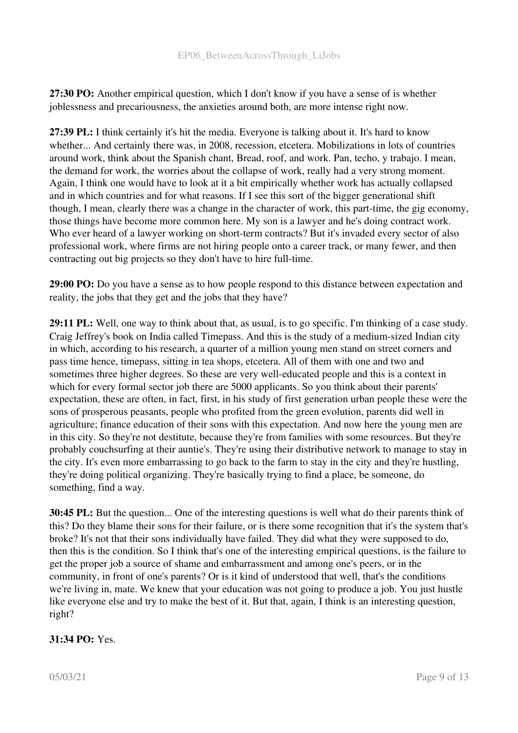**27:30 PO:** Another empirical question, which I don't know if you have a sense of is whether joblessness and precariousness, the anxieties around both, are more intense right now.

**27:39 PL:** I think certainly it's hit the media. Everyone is talking about it. It's hard to know whether... And certainly there was, in 2008, recession, etcetera. Mobilizations in lots of countries around work, think about the Spanish chant, Bread, roof, and work. Pan, techo, y trabajo. I mean, the demand for work, the worries about the collapse of work, really had a very strong moment. Again, I think one would have to look at it a bit empirically whether work has actually collapsed and in which countries and for what reasons. If I see this sort of the bigger generational shift though, I mean, clearly there was a change in the character of work, this part-time, the gig economy, those things have become more common here. My son is a lawyer and he's doing contract work. Who ever heard of a lawyer working on short-term contracts? But it's invaded every sector of also professional work, where firms are not hiring people onto a career track, or many fewer, and then contracting out big projects so they don't have to hire full-time.

**29:00 PO:** Do you have a sense as to how people respond to this distance between expectation and reality, the jobs that they get and the jobs that they have?

**29:11 PL:** Well, one way to think about that, as usual, is to go specific. I'm thinking of a case study. Craig Jeffrey's book on India called Timepass. And this is the study of a medium-sized Indian city in which, according to his research, a quarter of a million young men stand on street corners and pass time hence, timepass, sitting in tea shops, etcetera. All of them with one and two and sometimes three higher degrees. So these are very well-educated people and this is a context in which for every formal sector job there are 5000 applicants. So you think about their parents' expectation, these are often, in fact, first, in his study of first generation urban people these were the sons of prosperous peasants, people who profited from the green evolution, parents did well in agriculture; finance education of their sons with this expectation. And now here the young men are in this city. So they're not destitute, because they're from families with some resources. But they're probably couchsurfing at their auntie's. They're using their distributive network to manage to stay in the city. It's even more embarrassing to go back to the farm to stay in the city and they're hustling, they're doing political organizing. They're basically trying to find a place, be someone, do something, find a way.

**30:45 PL:** But the question... One of the interesting questions is well what do their parents think of this? Do they blame their sons for their failure, or is there some recognition that it's the system that's broke? It's not that their sons individually have failed. They did what they were supposed to do, then this is the condition. So I think that's one of the interesting empirical questions, is the failure to get the proper job a source of shame and embarrassment and among one's peers, or in the community, in front of one's parents? Or is it kind of understood that well, that's the conditions we're living in, mate. We knew that your education was not going to produce a job. You just hustle like everyone else and try to make the best of it. But that, again, I think is an interesting question, right?

**31:34 PO:** Yes.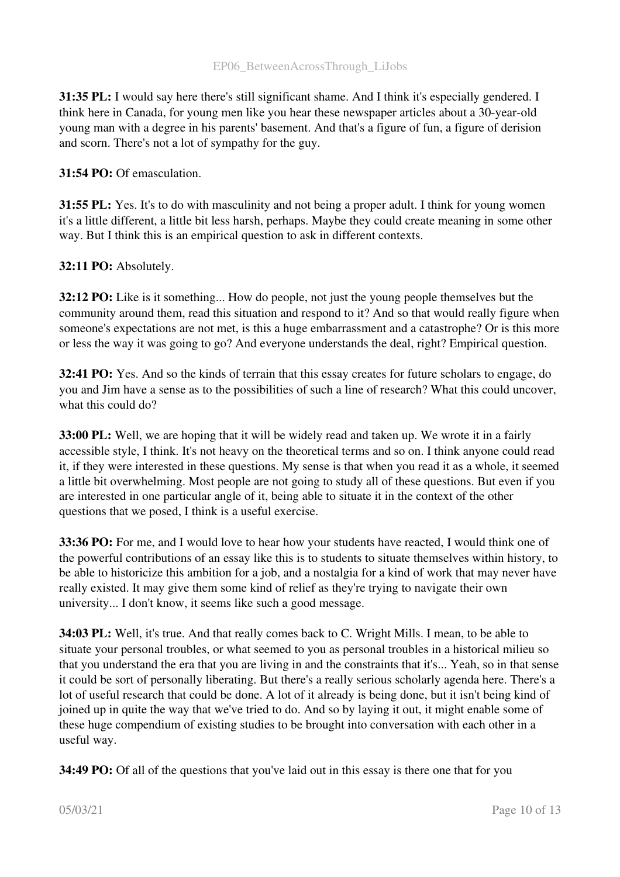**31:35 PL:** I would say here there's still significant shame. And I think it's especially gendered. I think here in Canada, for young men like you hear these newspaper articles about a 30-year-old young man with a degree in his parents' basement. And that's a figure of fun, a figure of derision and scorn. There's not a lot of sympathy for the guy.

**31:54 PO:** Of emasculation.

**31:55 PL:** Yes. It's to do with masculinity and not being a proper adult. I think for young women it's a little different, a little bit less harsh, perhaps. Maybe they could create meaning in some other way. But I think this is an empirical question to ask in different contexts.

**32:11 PO:** Absolutely.

**32:12 PO:** Like is it something... How do people, not just the young people themselves but the community around them, read this situation and respond to it? And so that would really figure when someone's expectations are not met, is this a huge embarrassment and a catastrophe? Or is this more or less the way it was going to go? And everyone understands the deal, right? Empirical question.

**32:41 PO:** Yes. And so the kinds of terrain that this essay creates for future scholars to engage, do you and Jim have a sense as to the possibilities of such a line of research? What this could uncover, what this could do?

**33:00 PL:** Well, we are hoping that it will be widely read and taken up. We wrote it in a fairly accessible style, I think. It's not heavy on the theoretical terms and so on. I think anyone could read it, if they were interested in these questions. My sense is that when you read it as a whole, it seemed a little bit overwhelming. Most people are not going to study all of these questions. But even if you are interested in one particular angle of it, being able to situate it in the context of the other questions that we posed, I think is a useful exercise.

**33:36 PO:** For me, and I would love to hear how your students have reacted, I would think one of the powerful contributions of an essay like this is to students to situate themselves within history, to be able to historicize this ambition for a job, and a nostalgia for a kind of work that may never have really existed. It may give them some kind of relief as they're trying to navigate their own university... I don't know, it seems like such a good message.

**34:03 PL:** Well, it's true. And that really comes back to C. Wright Mills. I mean, to be able to situate your personal troubles, or what seemed to you as personal troubles in a historical milieu so that you understand the era that you are living in and the constraints that it's... Yeah, so in that sense it could be sort of personally liberating. But there's a really serious scholarly agenda here. There's a lot of useful research that could be done. A lot of it already is being done, but it isn't being kind of joined up in quite the way that we've tried to do. And so by laying it out, it might enable some of these huge compendium of existing studies to be brought into conversation with each other in a useful way.

**34:49 PO:** Of all of the questions that you've laid out in this essay is there one that for you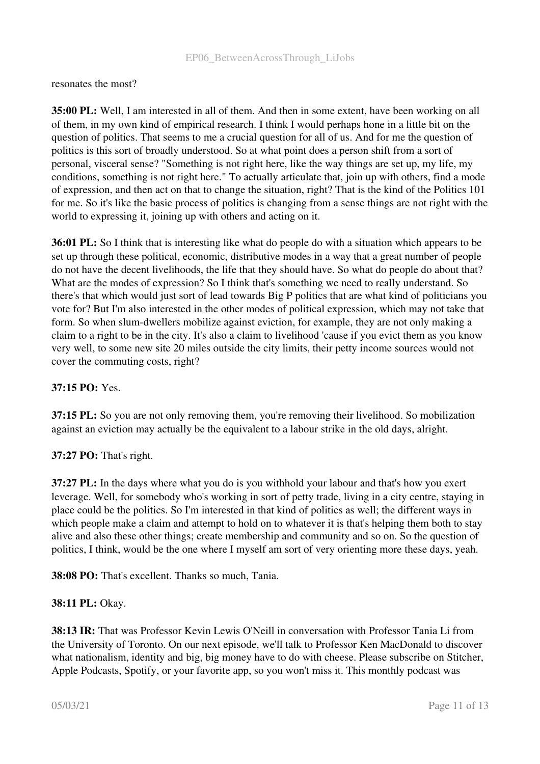resonates the most?

**35:00 PL:** Well, I am interested in all of them. And then in some extent, have been working on all of them, in my own kind of empirical research. I think I would perhaps hone in a little bit on the question of politics. That seems to me a crucial question for all of us. And for me the question of politics is this sort of broadly understood. So at what point does a person shift from a sort of personal, visceral sense? "Something is not right here, like the way things are set up, my life, my conditions, something is not right here." To actually articulate that, join up with others, find a mode of expression, and then act on that to change the situation, right? That is the kind of the Politics 101 for me. So it's like the basic process of politics is changing from a sense things are not right with the world to expressing it, joining up with others and acting on it.

**36:01 PL:** So I think that is interesting like what do people do with a situation which appears to be set up through these political, economic, distributive modes in a way that a great number of people do not have the decent livelihoods, the life that they should have. So what do people do about that? What are the modes of expression? So I think that's something we need to really understand. So there's that which would just sort of lead towards Big P politics that are what kind of politicians you vote for? But I'm also interested in the other modes of political expression, which may not take that form. So when slum-dwellers mobilize against eviction, for example, they are not only making a claim to a right to be in the city. It's also a claim to livelihood 'cause if you evict them as you know very well, to some new site 20 miles outside the city limits, their petty income sources would not cover the commuting costs, right?

**37:15 PO:** Yes.

**37:15 PL:** So you are not only removing them, you're removing their livelihood. So mobilization against an eviction may actually be the equivalent to a labour strike in the old days, alright.

**37:27 PO:** That's right.

**37:27 PL:** In the days where what you do is you withhold your labour and that's how you exert leverage. Well, for somebody who's working in sort of petty trade, living in a city centre, staying in place could be the politics. So I'm interested in that kind of politics as well; the different ways in which people make a claim and attempt to hold on to whatever it is that's helping them both to stay alive and also these other things; create membership and community and so on. So the question of politics, I think, would be the one where I myself am sort of very orienting more these days, yeah.

**38:08 PO:** That's excellent. Thanks so much, Tania.

**38:11 PL:** Okay.

**38:13 IR:** That was Professor Kevin Lewis O'Neill in conversation with Professor Tania Li from the University of Toronto. On our next episode, we'll talk to Professor Ken MacDonald to discover what nationalism, identity and big, big money have to do with cheese. Please subscribe on Stitcher, Apple Podcasts, Spotify, or your favorite app, so you won't miss it. This monthly podcast was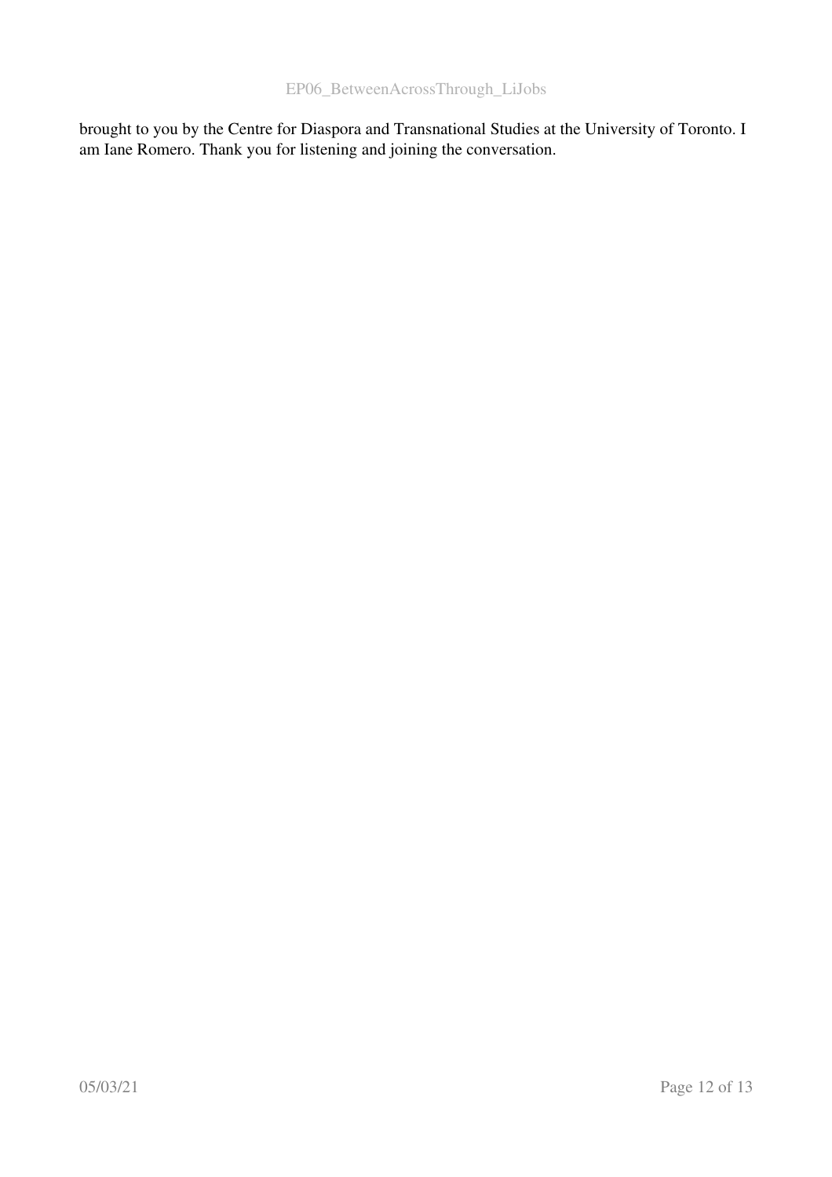brought to you by the Centre for Diaspora and Transnational Studies at the University of Toronto. I am Iane Romero. Thank you for listening and joining the conversation.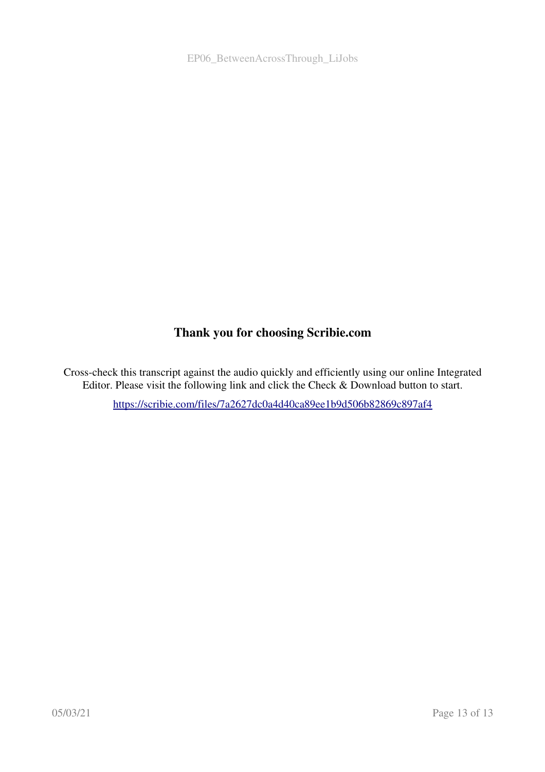**Thank you for choosing Scribie.com**

Cross-check this transcript against the audio quickly and efficiently using our online Integrated Editor. Please visit the following link and click the Check & Download button to start.

https://scribie.com/files/7a2627dc0a4d40ca89ee1b9d506b82869c897af4